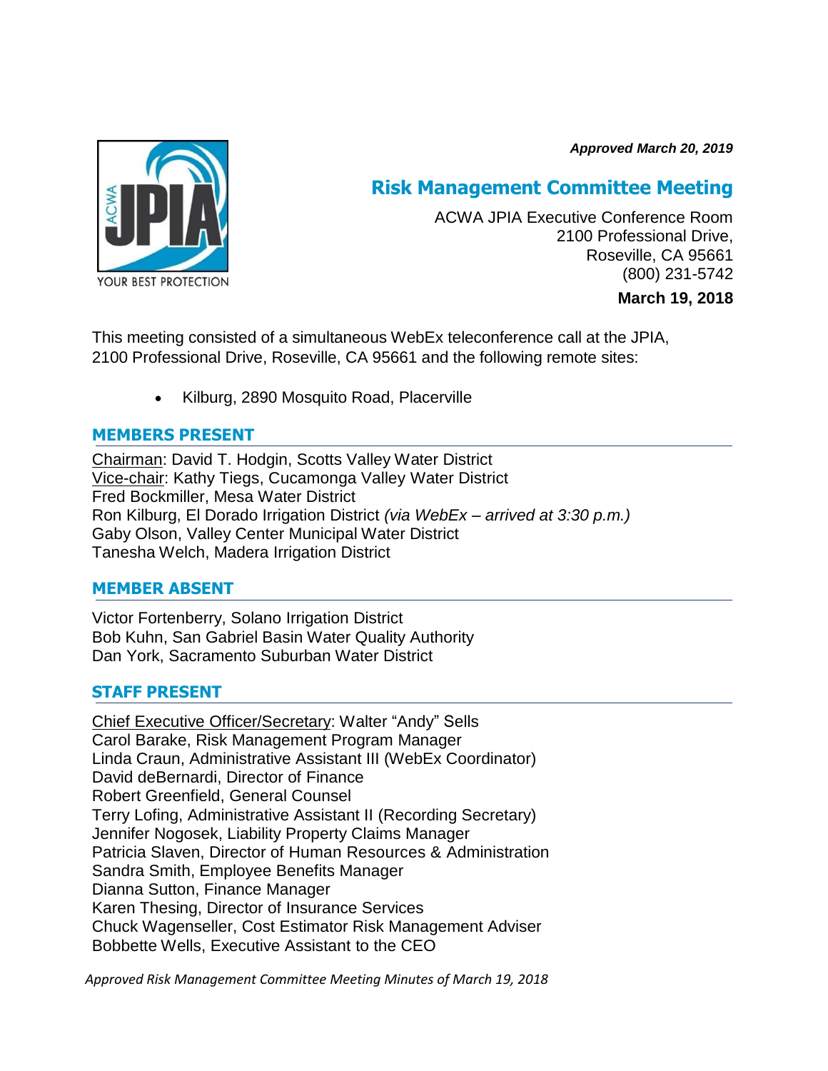*Approved March 20, 2019*

# Risk Management Committee Meeting

ACWA JPIA Executive Conference Room
2100 Professional Drive,
Roseville, CA 95661
(800) 231-5742

**March 19, 2018**

This meeting consisted of a simultaneous WebEx teleconference call at the JPIA, 2100 Professional Drive, Roseville, CA 95661 and the following remote sites:

- Kilburg, 2890 Mosquito Road, Placerville

## MEMBERS PRESENT

Chairman: David T. Hodgin, Scotts Valley Water District
Vice-chair: Kathy Tiegs, Cucamonga Valley Water District
Fred Bockmiller, Mesa Water District
Ron Kilburg, El Dorado Irrigation District *(via WebEx – arrived at 3:30 p.m.)*
Gaby Olson, Valley Center Municipal Water District
Tanesha Welch, Madera Irrigation District

## MEMBER ABSENT

Victor Fortenberry, Solano Irrigation District
Bob Kuhn, San Gabriel Basin Water Quality Authority
Dan York, Sacramento Suburban Water District

## STAFF PRESENT

Chief Executive Officer/Secretary: Walter "Andy" Sells
Carol Barake, Risk Management Program Manager
Linda Craun, Administrative Assistant III (WebEx Coordinator)
David deBernardi, Director of Finance
Robert Greenfield, General Counsel
Terry Lofing, Administrative Assistant II (Recording Secretary)
Jennifer Nogosek, Liability Property Claims Manager
Patricia Slaven, Director of Human Resources & Administration
Sandra Smith, Employee Benefits Manager
Dianna Sutton, Finance Manager
Karen Thesing, Director of Insurance Services
Chuck Wagenseller, Cost Estimator Risk Management Adviser
Bobbette Wells, Executive Assistant to the CEO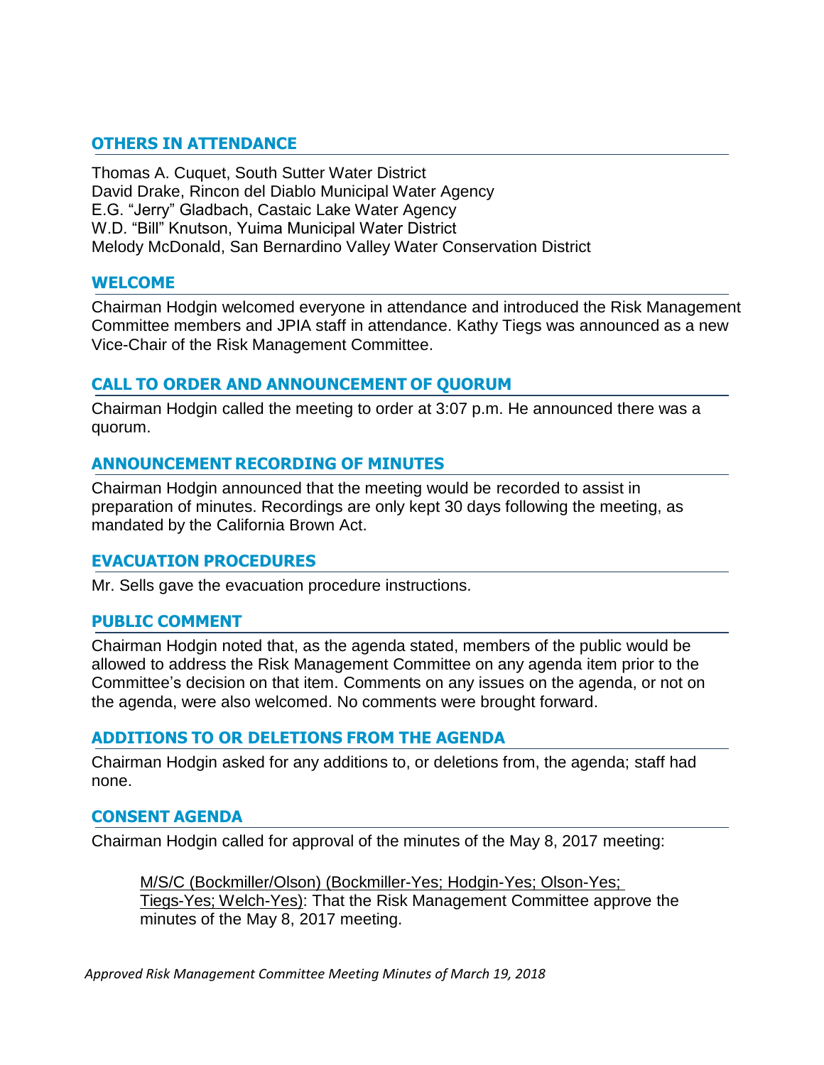## OTHERS IN ATTENDANCE

Thomas A. Cuquet, South Sutter Water District
David Drake, Rincon del Diablo Municipal Water Agency
E.G. "Jerry" Gladbach, Castaic Lake Water Agency
W.D. "Bill" Knutson, Yuima Municipal Water District
Melody McDonald, San Bernardino Valley Water Conservation District

## WELCOME

Chairman Hodgin welcomed everyone in attendance and introduced the Risk Management Committee members and JPIA staff in attendance. Kathy Tiegs was announced as a new Vice-Chair of the Risk Management Committee.

## CALL TO ORDER AND ANNOUNCEMENT OF QUORUM

Chairman Hodgin called the meeting to order at 3:07 p.m. He announced there was a quorum.

## ANNOUNCEMENT RECORDING OF MINUTES

Chairman Hodgin announced that the meeting would be recorded to assist in preparation of minutes. Recordings are only kept 30 days following the meeting, as mandated by the California Brown Act.

## EVACUATION PROCEDURES

Mr. Sells gave the evacuation procedure instructions.

## PUBLIC COMMENT

Chairman Hodgin noted that, as the agenda stated, members of the public would be allowed to address the Risk Management Committee on any agenda item prior to the Committee's decision on that item. Comments on any issues on the agenda, or not on the agenda, were also welcomed. No comments were brought forward.

## ADDITIONS TO OR DELETIONS FROM THE AGENDA

Chairman Hodgin asked for any additions to, or deletions from, the agenda; staff had none.

## CONSENT AGENDA

Chairman Hodgin called for approval of the minutes of the May 8, 2017 meeting:

> M/S/C (Bockmiller/Olson) (Bockmiller-Yes; Hodgin-Yes; Olson-Yes; Tiegs-Yes; Welch-Yes): That the Risk Management Committee approve the minutes of the May 8, 2017 meeting.

*Approved Risk Management Committee Meeting Minutes of March 19, 2018*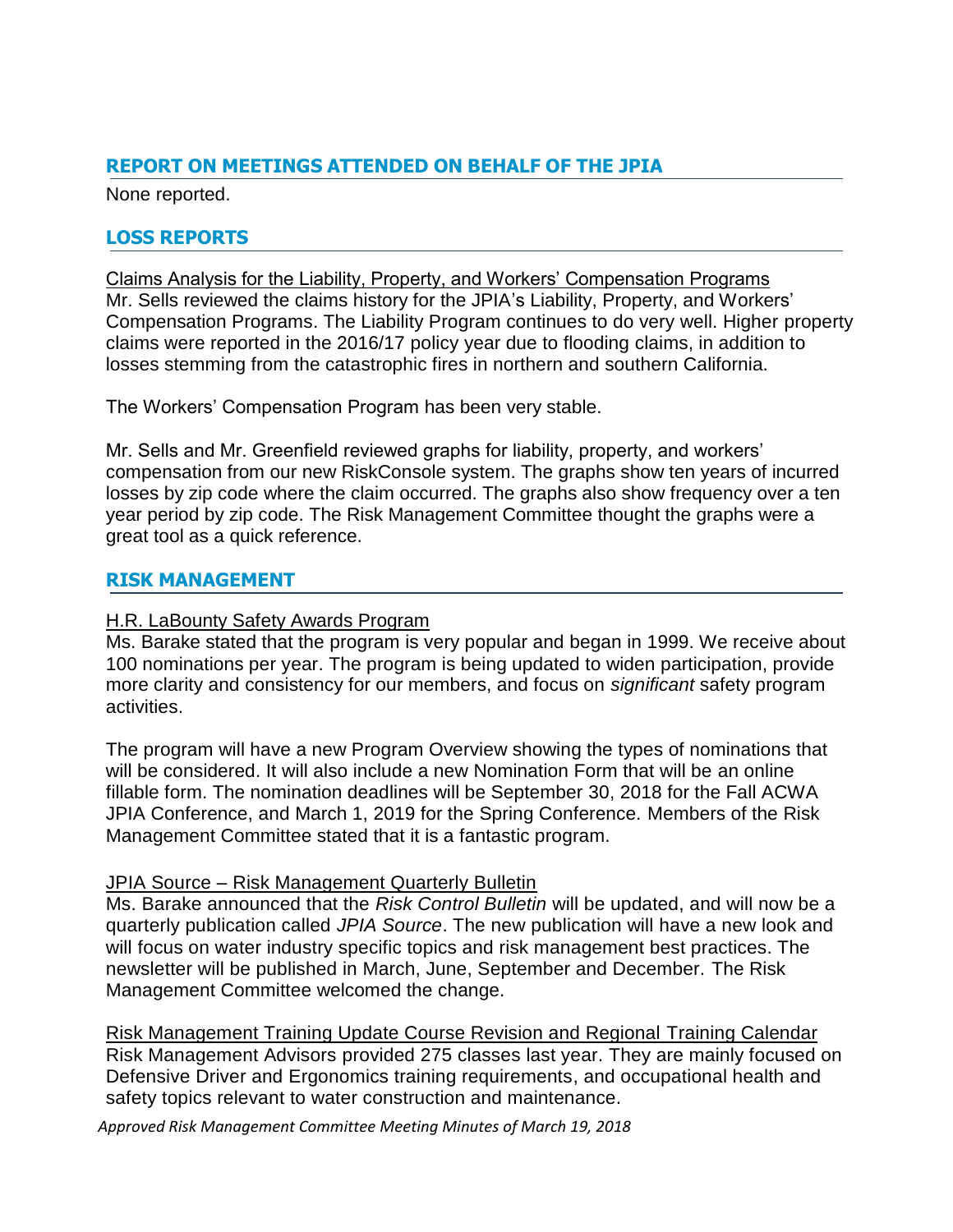## REPORT ON MEETINGS ATTENDED ON BEHALF OF THE JPIA

None reported.

## LOSS REPORTS

Claims Analysis for the Liability, Property, and Workers' Compensation Programs

Mr. Sells reviewed the claims history for the JPIA's Liability, Property, and Workers' Compensation Programs. The Liability Program continues to do very well. Higher property claims were reported in the 2016/17 policy year due to flooding claims, in addition to losses stemming from the catastrophic fires in northern and southern California.

The Workers' Compensation Program has been very stable.

Mr. Sells and Mr. Greenfield reviewed graphs for liability, property, and workers' compensation from our new RiskConsole system. The graphs show ten years of incurred losses by zip code where the claim occurred. The graphs also show frequency over a ten year period by zip code. The Risk Management Committee thought the graphs were a great tool as a quick reference.

## RISK MANAGEMENT

H.R. LaBounty Safety Awards Program

Ms. Barake stated that the program is very popular and began in 1999. We receive about 100 nominations per year. The program is being updated to widen participation, provide more clarity and consistency for our members, and focus on *significant* safety program activities.

The program will have a new Program Overview showing the types of nominations that will be considered. It will also include a new Nomination Form that will be an online fillable form. The nomination deadlines will be September 30, 2018 for the Fall ACWA JPIA Conference, and March 1, 2019 for the Spring Conference. Members of the Risk Management Committee stated that it is a fantastic program.

JPIA Source – Risk Management Quarterly Bulletin

Ms. Barake announced that the *Risk Control Bulletin* will be updated, and will now be a quarterly publication called *JPIA Source*. The new publication will have a new look and will focus on water industry specific topics and risk management best practices. The newsletter will be published in March, June, September and December. The Risk Management Committee welcomed the change.

Risk Management Training Update Course Revision and Regional Training Calendar

Risk Management Advisors provided 275 classes last year. They are mainly focused on Defensive Driver and Ergonomics training requirements, and occupational health and safety topics relevant to water construction and maintenance.

*Approved Risk Management Committee Meeting Minutes of March 19, 2018*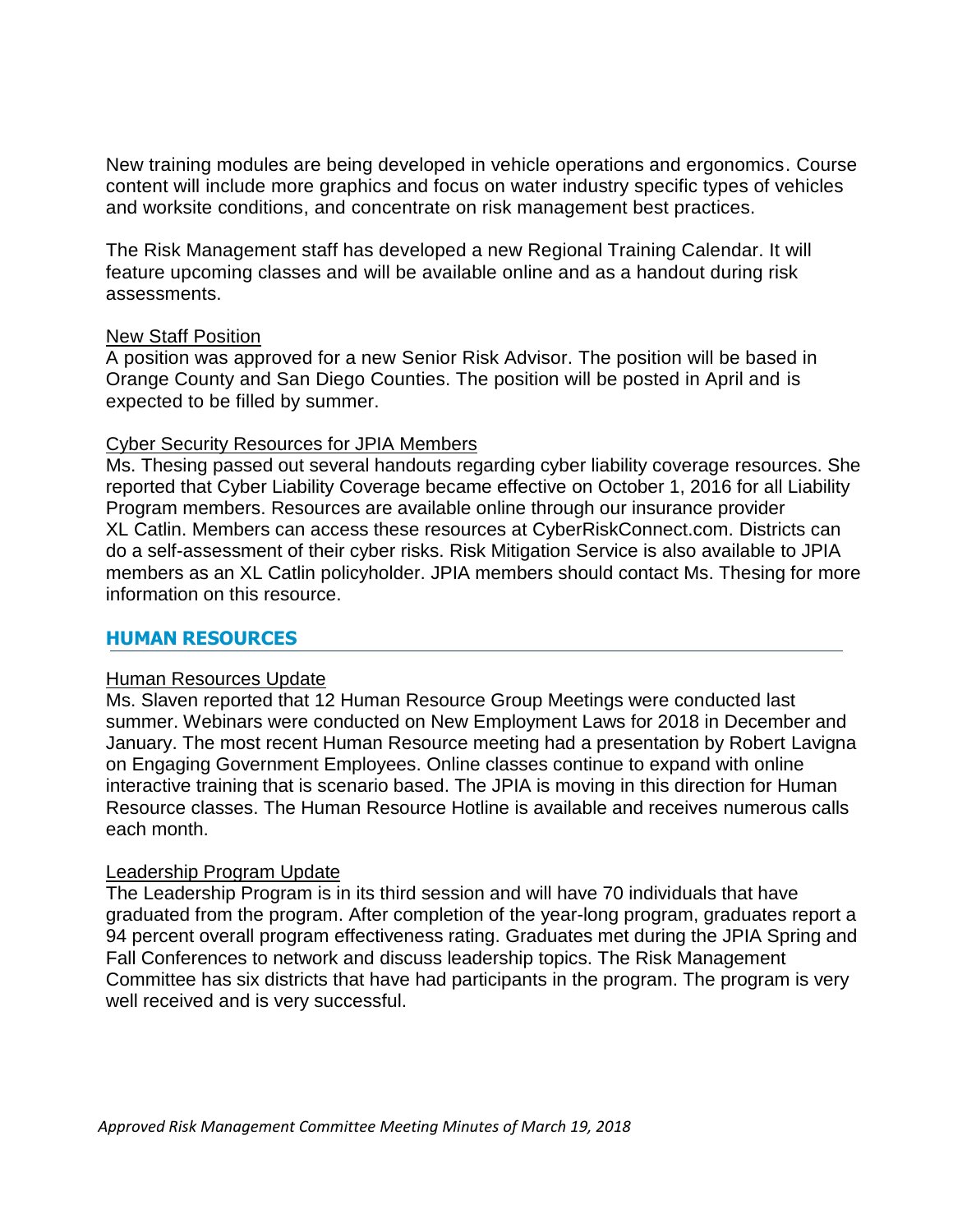New training modules are being developed in vehicle operations and ergonomics. Course content will include more graphics and focus on water industry specific types of vehicles and worksite conditions, and concentrate on risk management best practices.

The Risk Management staff has developed a new Regional Training Calendar. It will feature upcoming classes and will be available online and as a handout during risk assessments.

New Staff Position

A position was approved for a new Senior Risk Advisor. The position will be based in Orange County and San Diego Counties. The position will be posted in April and is expected to be filled by summer.

Cyber Security Resources for JPIA Members

Ms. Thesing passed out several handouts regarding cyber liability coverage resources. She reported that Cyber Liability Coverage became effective on October 1, 2016 for all Liability Program members. Resources are available online through our insurance provider XL Catlin. Members can access these resources at CyberRiskConnect.com. Districts can do a self-assessment of their cyber risks. Risk Mitigation Service is also available to JPIA members as an XL Catlin policyholder. JPIA members should contact Ms. Thesing for more information on this resource.

## HUMAN RESOURCES

Human Resources Update

Ms. Slaven reported that 12 Human Resource Group Meetings were conducted last summer. Webinars were conducted on New Employment Laws for 2018 in December and January. The most recent Human Resource meeting had a presentation by Robert Lavigna on Engaging Government Employees. Online classes continue to expand with online interactive training that is scenario based. The JPIA is moving in this direction for Human Resource classes. The Human Resource Hotline is available and receives numerous calls each month.

Leadership Program Update

The Leadership Program is in its third session and will have 70 individuals that have graduated from the program. After completion of the year-long program, graduates report a 94 percent overall program effectiveness rating. Graduates met during the JPIA Spring and Fall Conferences to network and discuss leadership topics. The Risk Management Committee has six districts that have had participants in the program. The program is very well received and is very successful.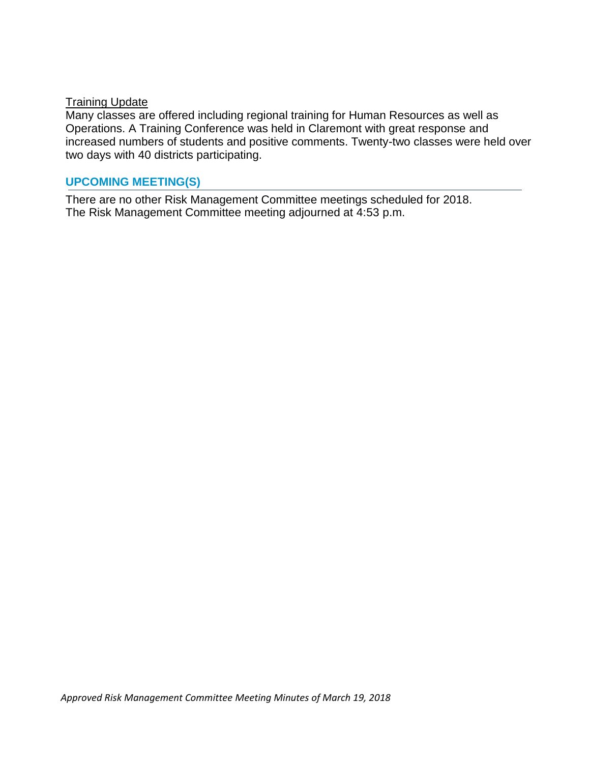Training Update

Many classes are offered including regional training for Human Resources as well as Operations. A Training Conference was held in Claremont with great response and increased numbers of students and positive comments. Twenty-two classes were held over two days with 40 districts participating.

## UPCOMING MEETING(S)

There are no other Risk Management Committee meetings scheduled for 2018.
The Risk Management Committee meeting adjourned at 4:53 p.m.